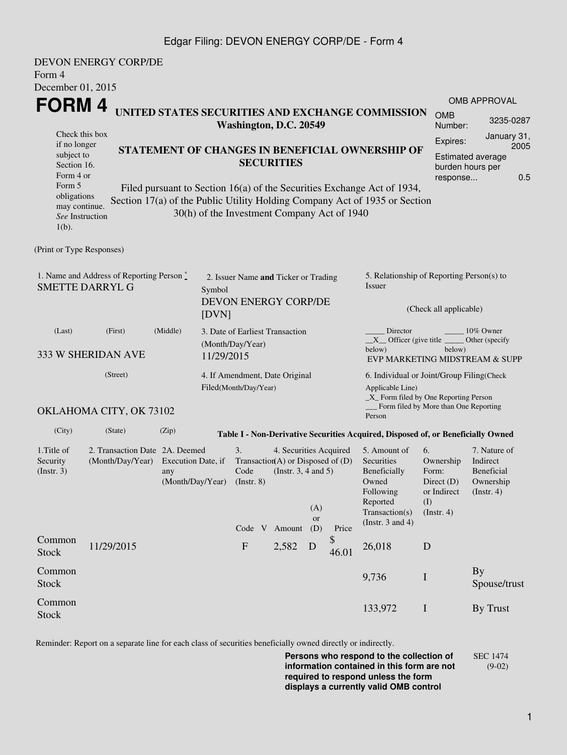DEVON ENERGY CORP/DE
Form 4
December 01, 2015

# FORM 4

**UNITED STATES SECURITIES AND EXCHANGE COMMISSION**
**Washington, D.C. 20549**

Check this box if no longer subject to Section 16. Form 4 or Form 5 obligations may continue. *See* Instruction 1(b).

## STATEMENT OF CHANGES IN BENEFICIAL OWNERSHIP OF SECURITIES

Filed pursuant to Section 16(a) of the Securities Exchange Act of 1934, Section 17(a) of the Public Utility Holding Company Act of 1935 or Section 30(h) of the Investment Company Act of 1940

OMB APPROVAL
OMB Number: 3235-0287
Expires: January 31, 2005
Estimated average burden hours per response... 0.5

(Print or Type Responses)

1. Name and Address of Reporting Person *
SMETTE DARRYL G

(Last) (First) (Middle)

333 W SHERIDAN AVE

(Street)

OKLAHOMA CITY, OK 73102

(City) (State) (Zip)

2. Issuer Name **and** Ticker or Trading Symbol
DEVON ENERGY CORP/DE [DVN]

3. Date of Earliest Transaction (Month/Day/Year)
11/29/2015

4. If Amendment, Date Original Filed(Month/Day/Year)

5. Relationship of Reporting Person(s) to Issuer

(Check all applicable)

_____ Director _____ 10% Owner
__X__ Officer (give title below) _____ Other (specify below)
EVP MARKETING MIDSTREAM & SUPP

6. Individual or Joint/Group Filing(Check Applicable Line)
_X_ Form filed by One Reporting Person
___ Form filed by More than One Reporting Person

**Table I - Non-Derivative Securities Acquired, Disposed of, or Beneficially Owned**

| 1.Title of Security (Instr. 3) | 2. Transaction Date (Month/Day/Year) | 2A. Deemed Execution Date, if any (Month/Day/Year) | 3. Transaction Code (Instr. 8) | | 4. Securities Acquired (A) or Disposed of (D) (Instr. 3, 4 and 5) | | | 5. Amount of Securities Beneficially Owned Following Reported Transaction(s) (Instr. 3 and 4) | 6. Ownership Form: Direct (D) or Indirect (I) (Instr. 4) | 7. Nature of Indirect Beneficial Ownership (Instr. 4) |
|---|---|---|---|---|---|---|---|---|---|---|
| | | | Code | V | Amount | (A) or (D) | Price | | | |
| Common Stock | 11/29/2015 | | F | | 2,582 | D | $ 46.01 | 26,018 | D | |
| Common Stock | | | | | | | | 9,736 | I | By Spouse/trust |
| Common Stock | | | | | | | | 133,972 | I | By Trust |

Reminder: Report on a separate line for each class of securities beneficially owned directly or indirectly.

**Persons who respond to the collection of information contained in this form are not required to respond unless the form displays a currently valid OMB control**

SEC 1474 (9-02)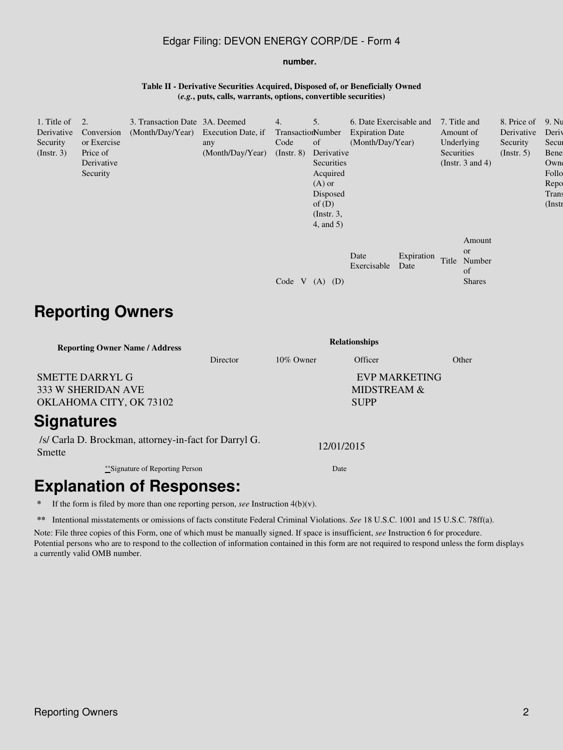number.

**Table II - Derivative Securities Acquired, Disposed of, or Beneficially Owned**
**(*e.g.*, puts, calls, warrants, options, convertible securities)**

| 1. Title of Derivative Security (Instr. 3) | 2. Conversion or Exercise Price of Derivative Security | 3. Transaction Date (Month/Day/Year) | 3A. Deemed Execution Date, if any (Month/Day/Year) | 4. Transaction Code (Instr. 8) | | 5. Number of Derivative Securities Acquired (A) or Disposed of (D) (Instr. 3, 4, and 5) | | 6. Date Exercisable and Expiration Date (Month/Day/Year) | | 7. Title and Amount of Underlying Securities (Instr. 3 and 4) | | 8. Price of Derivative Security (Instr. 5) | 9. Nu Deriv Secur Bene Owne Follo Repo Trans (Instr |
|---|---|---|---|---|---|---|---|---|---|---|---|---|---|
| | | | | Code | V | (A) | (D) | Date Exercisable | Expiration Date | Title | Amount or Number of Shares | | |

## Reporting Owners

| Reporting Owner Name / Address | Relationships | | | |
|---|---|---|---|---|
| | Director | 10% Owner | Officer | Other |
| SMETTE DARRYL G<br>333 W SHERIDAN AVE<br>OKLAHOMA CITY, OK 73102 | | | EVP MARKETING MIDSTREAM & SUPP | |

## Signatures

| | |
|---|---|
| /s/ Carla D. Brockman, attorney-in-fact for Darryl G. Smette | 12/01/2015 |
| **Signature of Reporting Person | Date |

## Explanation of Responses:

\* If the form is filed by more than one reporting person, *see* Instruction 4(b)(v).

** Intentional misstatements or omissions of facts constitute Federal Criminal Violations. *See* 18 U.S.C. 1001 and 15 U.S.C. 78ff(a).

Note: File three copies of this Form, one of which must be manually signed. If space is insufficient, *see* Instruction 6 for procedure.
Potential persons who are to respond to the collection of information contained in this form are not required to respond unless the form displays a currently valid OMB number.